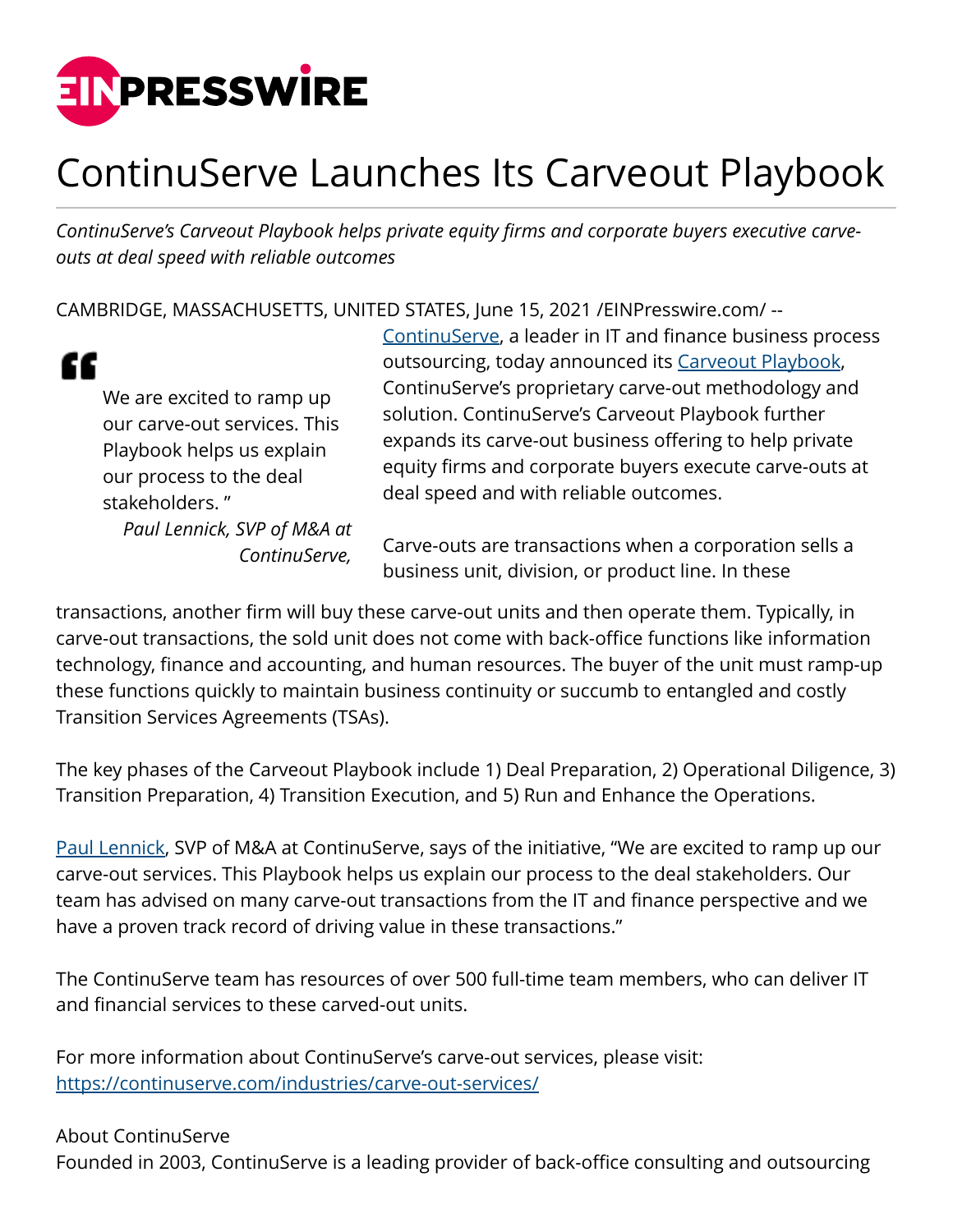# ContinuServe Launches Its Carveout Playbook

*ContinuServe's Carveout Playbook helps private equity firms and corporate buyers executive carve-outs at deal speed with reliable outcomes*

> "We are excited to ramp up our carve-out services. This Playbook helps us explain our process to the deal stakeholders. "
>
> *Paul Lennick, SVP of M&A at ContinuServe,*

CAMBRIDGE, MASSACHUSETTS, UNITED STATES, June 15, 2021 /EINPresswire.com/ -- [ContinuServe](https://continuserve.com), a leader in IT and finance business process outsourcing, today announced its [Carveout Playbook](https://continuserve.com), ContinuServe's proprietary carve-out methodology and solution. ContinuServe's Carveout Playbook further expands its carve-out business offering to help private equity firms and corporate buyers execute carve-outs at deal speed and with reliable outcomes.

Carve-outs are transactions when a corporation sells a business unit, division, or product line. In these transactions, another firm will buy these carve-out units and then operate them. Typically, in carve-out transactions, the sold unit does not come with back-office functions like information technology, finance and accounting, and human resources. The buyer of the unit must ramp-up these functions quickly to maintain business continuity or succumb to entangled and costly Transition Services Agreements (TSAs).

The key phases of the Carveout Playbook include 1) Deal Preparation, 2) Operational Diligence, 3) Transition Preparation, 4) Transition Execution, and 5) Run and Enhance the Operations.

[Paul Lennick](https://continuserve.com), SVP of M&A at ContinuServe, says of the initiative, "We are excited to ramp up our carve-out services. This Playbook helps us explain our process to the deal stakeholders. Our team has advised on many carve-out transactions from the IT and finance perspective and we have a proven track record of driving value in these transactions."

The ContinuServe team has resources of over 500 full-time team members, who can deliver IT and financial services to these carved-out units.

For more information about ContinuServe's carve-out services, please visit: https://continuserve.com/industries/carve-out-services/

About ContinuServe
Founded in 2003, ContinuServe is a leading provider of back-office consulting and outsourcing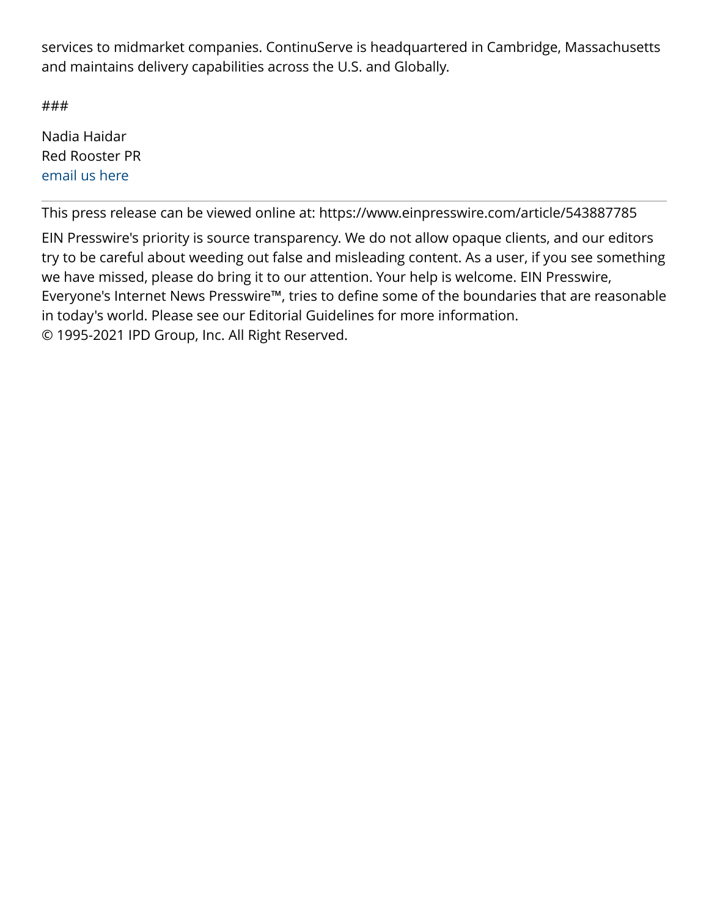services to midmarket companies. ContinuServe is headquartered in Cambridge, Massachusetts and maintains delivery capabilities across the U.S. and Globally.

###

Nadia Haidar
Red Rooster PR
email us here

---

This press release can be viewed online at: https://www.einpresswire.com/article/543887785

EIN Presswire's priority is source transparency. We do not allow opaque clients, and our editors try to be careful about weeding out false and misleading content. As a user, if you see something we have missed, please do bring it to our attention. Your help is welcome. EIN Presswire, Everyone's Internet News Presswire™, tries to define some of the boundaries that are reasonable in today's world. Please see our Editorial Guidelines for more information.
© 1995-2021 IPD Group, Inc. All Right Reserved.